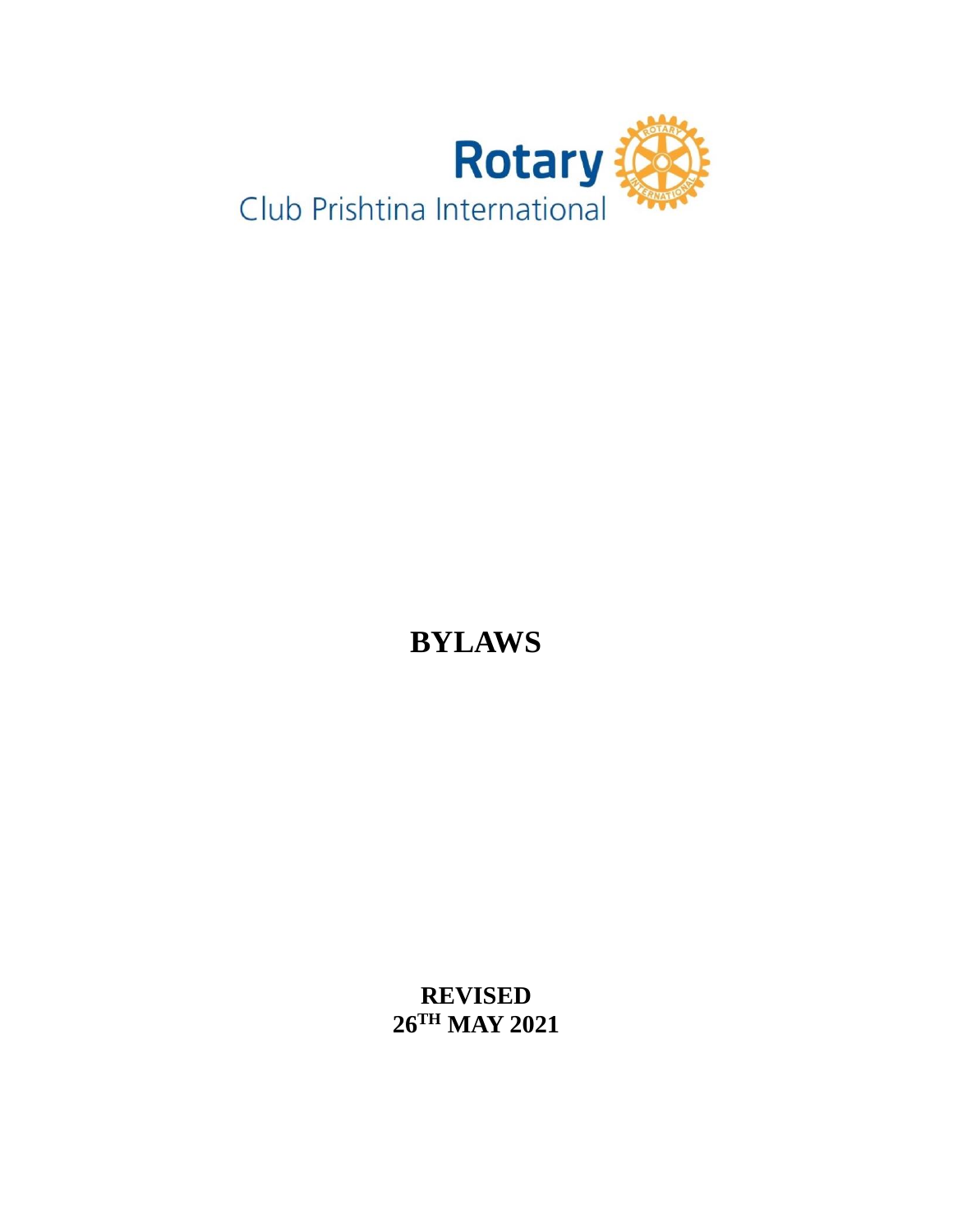Rotary
Club Prishtina International

# BYLAWS

**REVISED**
**26TH MAY 2021**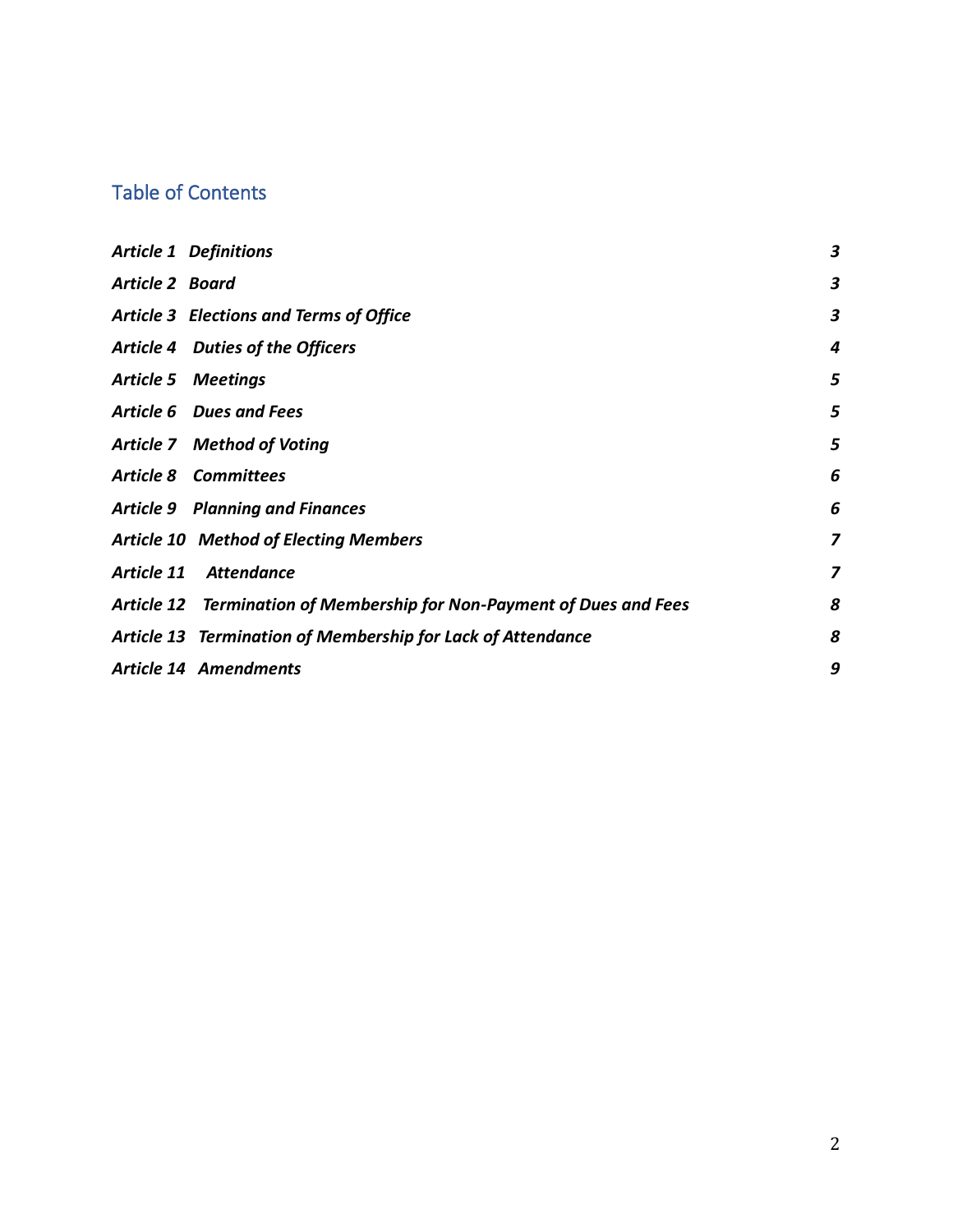## Table of Contents

| | |
|---|---|
| ***Article 1 Definitions*** | ***3*** |
| ***Article 2 Board*** | ***3*** |
| ***Article 3 Elections and Terms of Office*** | ***3*** |
| ***Article 4 Duties of the Officers*** | ***4*** |
| ***Article 5 Meetings*** | ***5*** |
| ***Article 6 Dues and Fees*** | ***5*** |
| ***Article 7 Method of Voting*** | ***5*** |
| ***Article 8 Committees*** | ***6*** |
| ***Article 9 Planning and Finances*** | ***6*** |
| ***Article 10 Method of Electing Members*** | ***7*** |
| ***Article 11 Attendance*** | ***7*** |
| ***Article 12 Termination of Membership for Non-Payment of Dues and Fees*** | ***8*** |
| ***Article 13 Termination of Membership for Lack of Attendance*** | ***8*** |
| ***Article 14 Amendments*** | ***9*** |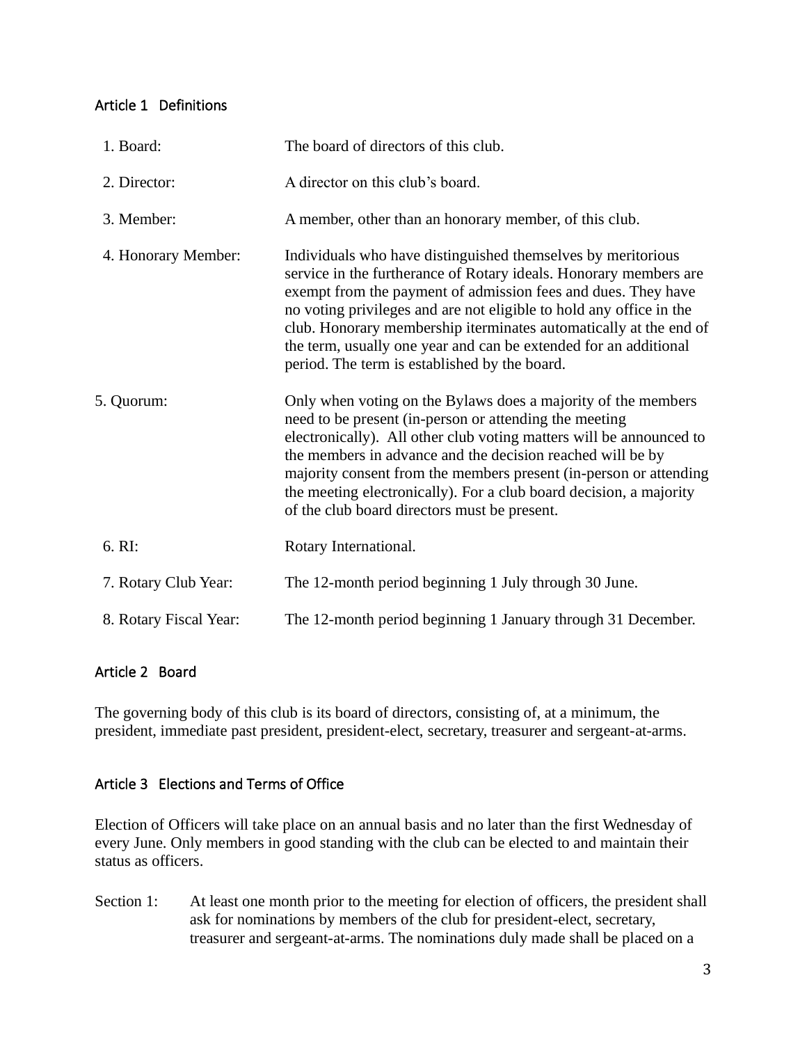## Article 1 Definitions

| | |
|---|---|
| 1. Board: | The board of directors of this club. |
| 2. Director: | A director on this club's board. |
| 3. Member: | A member, other than an honorary member, of this club. |
| 4. Honorary Member: | Individuals who have distinguished themselves by meritorious service in the furtherance of Rotary ideals. Honorary members are exempt from the payment of admission fees and dues. They have no voting privileges and are not eligible to hold any office in the club. Honorary membership iterminates automatically at the end of the term, usually one year and can be extended for an additional period. The term is established by the board. |
| 5. Quorum: | Only when voting on the Bylaws does a majority of the members need to be present (in-person or attending the meeting electronically). All other club voting matters will be announced to the members in advance and the decision reached will be by majority consent from the members present (in-person or attending the meeting electronically). For a club board decision, a majority of the club board directors must be present. |
| 6. RI: | Rotary International. |
| 7. Rotary Club Year: | The 12-month period beginning 1 July through 30 June. |
| 8. Rotary Fiscal Year: | The 12-month period beginning 1 January through 31 December. |

## Article 2 Board

The governing body of this club is its board of directors, consisting of, at a minimum, the president, immediate past president, president-elect, secretary, treasurer and sergeant-at-arms.

## Article 3 Elections and Terms of Office

Election of Officers will take place on an annual basis and no later than the first Wednesday of every June. Only members in good standing with the club can be elected to and maintain their status as officers.

Section 1: At least one month prior to the meeting for election of officers, the president shall ask for nominations by members of the club for president-elect, secretary, treasurer and sergeant-at-arms. The nominations duly made shall be placed on a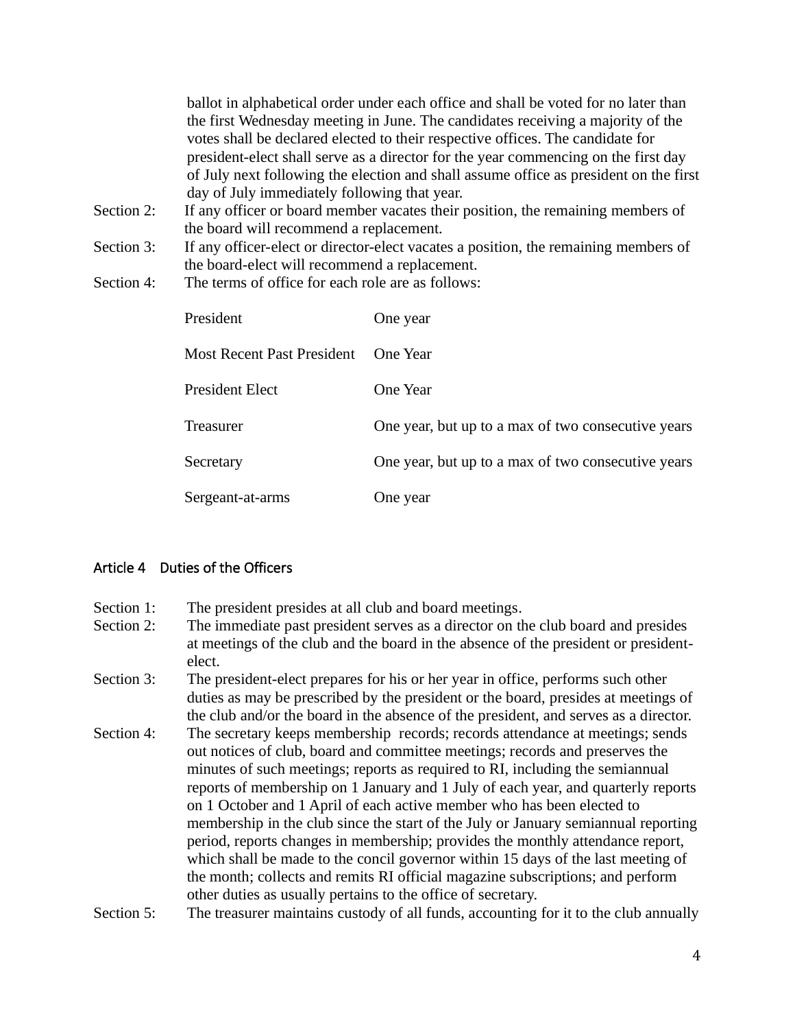ballot in alphabetical order under each office and shall be voted for no later than the first Wednesday meeting in June. The candidates receiving a majority of the votes shall be declared elected to their respective offices. The candidate for president-elect shall serve as a director for the year commencing on the first day of July next following the election and shall assume office as president on the first day of July immediately following that year.

Section 2: If any officer or board member vacates their position, the remaining members of the board will recommend a replacement.

Section 3: If any officer-elect or director-elect vacates a position, the remaining members of the board-elect will recommend a replacement.

Section 4: The terms of office for each role are as follows:

| | |
|---|---|
| President | One year |
| Most Recent Past President | One Year |
| President Elect | One Year |
| Treasurer | One year, but up to a max of two consecutive years |
| Secretary | One year, but up to a max of two consecutive years |
| Sergeant-at-arms | One year |

## Article 4 Duties of the Officers

Section 1: The president presides at all club and board meetings.

Section 2: The immediate past president serves as a director on the club board and presides at meetings of the club and the board in the absence of the president or president-elect.

Section 3: The president-elect prepares for his or her year in office, performs such other duties as may be prescribed by the president or the board, presides at meetings of the club and/or the board in the absence of the president, and serves as a director.

Section 4: The secretary keeps membership records; records attendance at meetings; sends out notices of club, board and committee meetings; records and preserves the minutes of such meetings; reports as required to RI, including the semiannual reports of membership on 1 January and 1 July of each year, and quarterly reports on 1 October and 1 April of each active member who has been elected to membership in the club since the start of the July or January semiannual reporting period, reports changes in membership; provides the monthly attendance report, which shall be made to the concil governor within 15 days of the last meeting of the month; collects and remits RI official magazine subscriptions; and perform other duties as usually pertains to the office of secretary.

Section 5: The treasurer maintains custody of all funds, accounting for it to the club annually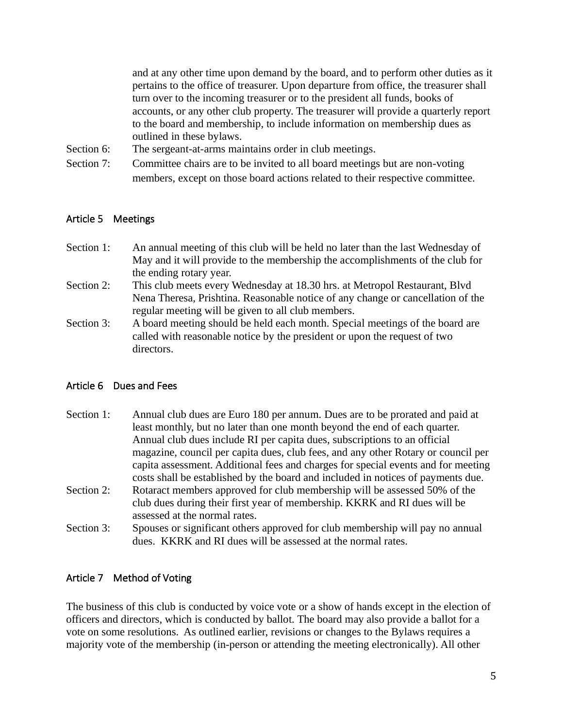and at any other time upon demand by the board, and to perform other duties as it pertains to the office of treasurer. Upon departure from office, the treasurer shall turn over to the incoming treasurer or to the president all funds, books of accounts, or any other club property. The treasurer will provide a quarterly report to the board and membership, to include information on membership dues as outlined in these bylaws.

Section 6: The sergeant-at-arms maintains order in club meetings.

Section 7: Committee chairs are to be invited to all board meetings but are non-voting members, except on those board actions related to their respective committee.

## Article 5 Meetings

Section 1: An annual meeting of this club will be held no later than the last Wednesday of May and it will provide to the membership the accomplishments of the club for the ending rotary year.

Section 2: This club meets every Wednesday at 18.30 hrs. at Metropol Restaurant, Blvd Nena Theresa, Prishtina. Reasonable notice of any change or cancellation of the regular meeting will be given to all club members.

Section 3: A board meeting should be held each month. Special meetings of the board are called with reasonable notice by the president or upon the request of two directors.

## Article 6 Dues and Fees

Section 1: Annual club dues are Euro 180 per annum. Dues are to be prorated and paid at least monthly, but no later than one month beyond the end of each quarter. Annual club dues include RI per capita dues, subscriptions to an official magazine, council per capita dues, club fees, and any other Rotary or council per capita assessment. Additional fees and charges for special events and for meeting costs shall be established by the board and included in notices of payments due.

Section 2: Rotaract members approved for club membership will be assessed 50% of the club dues during their first year of membership. KKRK and RI dues will be assessed at the normal rates.

Section 3: Spouses or significant others approved for club membership will pay no annual dues. KKRK and RI dues will be assessed at the normal rates.

## Article 7 Method of Voting

The business of this club is conducted by voice vote or a show of hands except in the election of officers and directors, which is conducted by ballot. The board may also provide a ballot for a vote on some resolutions. As outlined earlier, revisions or changes to the Bylaws requires a majority vote of the membership (in-person or attending the meeting electronically). All other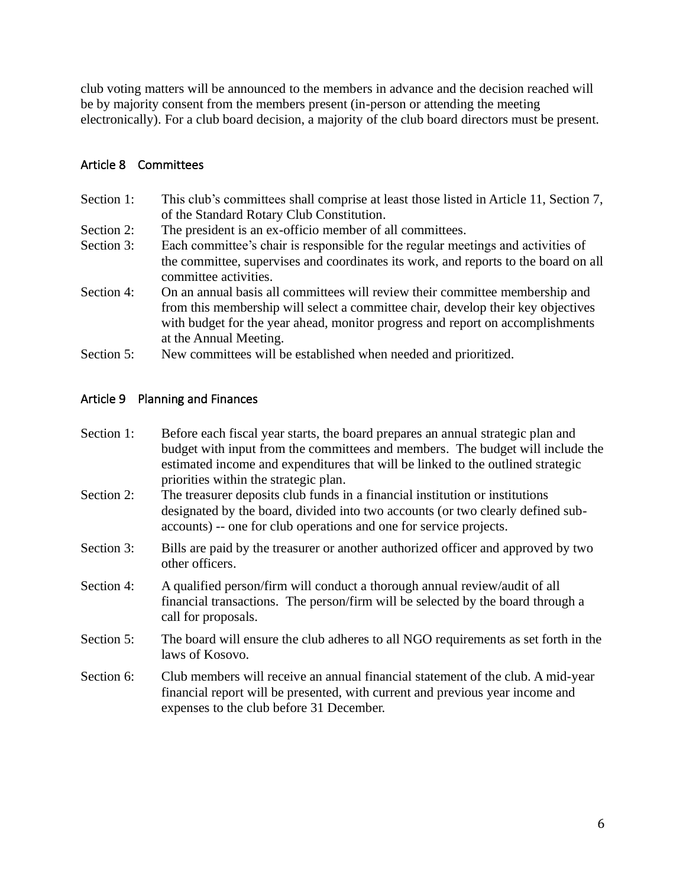club voting matters will be announced to the members in advance and the decision reached will be by majority consent from the members present (in-person or attending the meeting electronically). For a club board decision, a majority of the club board directors must be present.

## Article 8 Committees

Section 1: This club's committees shall comprise at least those listed in Article 11, Section 7, of the Standard Rotary Club Constitution.

Section 2: The president is an ex-officio member of all committees.

Section 3: Each committee's chair is responsible for the regular meetings and activities of the committee, supervises and coordinates its work, and reports to the board on all committee activities.

Section 4: On an annual basis all committees will review their committee membership and from this membership will select a committee chair, develop their key objectives with budget for the year ahead, monitor progress and report on accomplishments at the Annual Meeting.

Section 5: New committees will be established when needed and prioritized.

## Article 9 Planning and Finances

Section 1: Before each fiscal year starts, the board prepares an annual strategic plan and budget with input from the committees and members. The budget will include the estimated income and expenditures that will be linked to the outlined strategic priorities within the strategic plan.

Section 2: The treasurer deposits club funds in a financial institution or institutions designated by the board, divided into two accounts (or two clearly defined sub-accounts) -- one for club operations and one for service projects.

Section 3: Bills are paid by the treasurer or another authorized officer and approved by two other officers.

Section 4: A qualified person/firm will conduct a thorough annual review/audit of all financial transactions. The person/firm will be selected by the board through a call for proposals.

Section 5: The board will ensure the club adheres to all NGO requirements as set forth in the laws of Kosovo.

Section 6: Club members will receive an annual financial statement of the club. A mid-year financial report will be presented, with current and previous year income and expenses to the club before 31 December.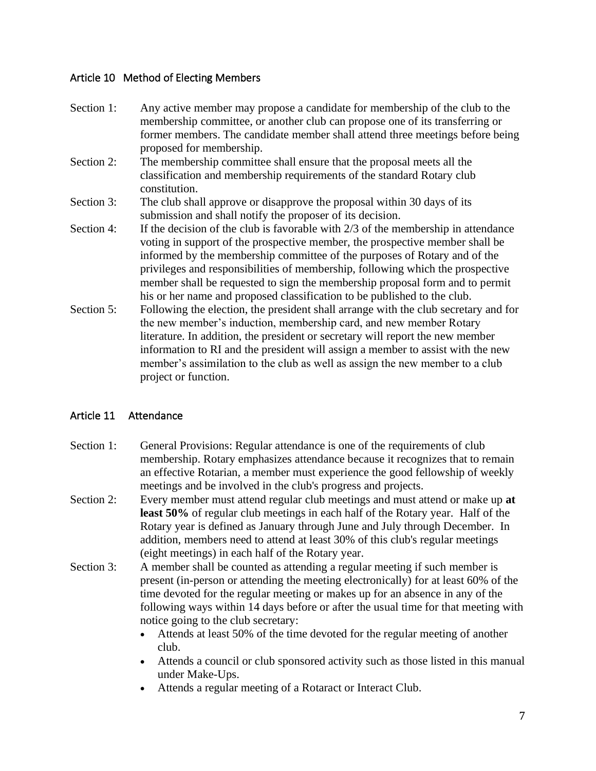## Article 10 Method of Electing Members

Section 1: Any active member may propose a candidate for membership of the club to the membership committee, or another club can propose one of its transferring or former members. The candidate member shall attend three meetings before being proposed for membership.

Section 2: The membership committee shall ensure that the proposal meets all the classification and membership requirements of the standard Rotary club constitution.

Section 3: The club shall approve or disapprove the proposal within 30 days of its submission and shall notify the proposer of its decision.

Section 4: If the decision of the club is favorable with 2/3 of the membership in attendance voting in support of the prospective member, the prospective member shall be informed by the membership committee of the purposes of Rotary and of the privileges and responsibilities of membership, following which the prospective member shall be requested to sign the membership proposal form and to permit his or her name and proposed classification to be published to the club.

Section 5: Following the election, the president shall arrange with the club secretary and for the new member's induction, membership card, and new member Rotary literature. In addition, the president or secretary will report the new member information to RI and the president will assign a member to assist with the new member's assimilation to the club as well as assign the new member to a club project or function.

## Article 11 Attendance

Section 1: General Provisions: Regular attendance is one of the requirements of club membership. Rotary emphasizes attendance because it recognizes that to remain an effective Rotarian, a member must experience the good fellowship of weekly meetings and be involved in the club's progress and projects.

Section 2: Every member must attend regular club meetings and must attend or make up **at least 50%** of regular club meetings in each half of the Rotary year. Half of the Rotary year is defined as January through June and July through December. In addition, members need to attend at least 30% of this club's regular meetings (eight meetings) in each half of the Rotary year.

Section 3: A member shall be counted as attending a regular meeting if such member is present (in-person or attending the meeting electronically) for at least 60% of the time devoted for the regular meeting or makes up for an absence in any of the following ways within 14 days before or after the usual time for that meeting with notice going to the club secretary:

- Attends at least 50% of the time devoted for the regular meeting of another club.
- Attends a council or club sponsored activity such as those listed in this manual under Make-Ups.
- Attends a regular meeting of a Rotaract or Interact Club.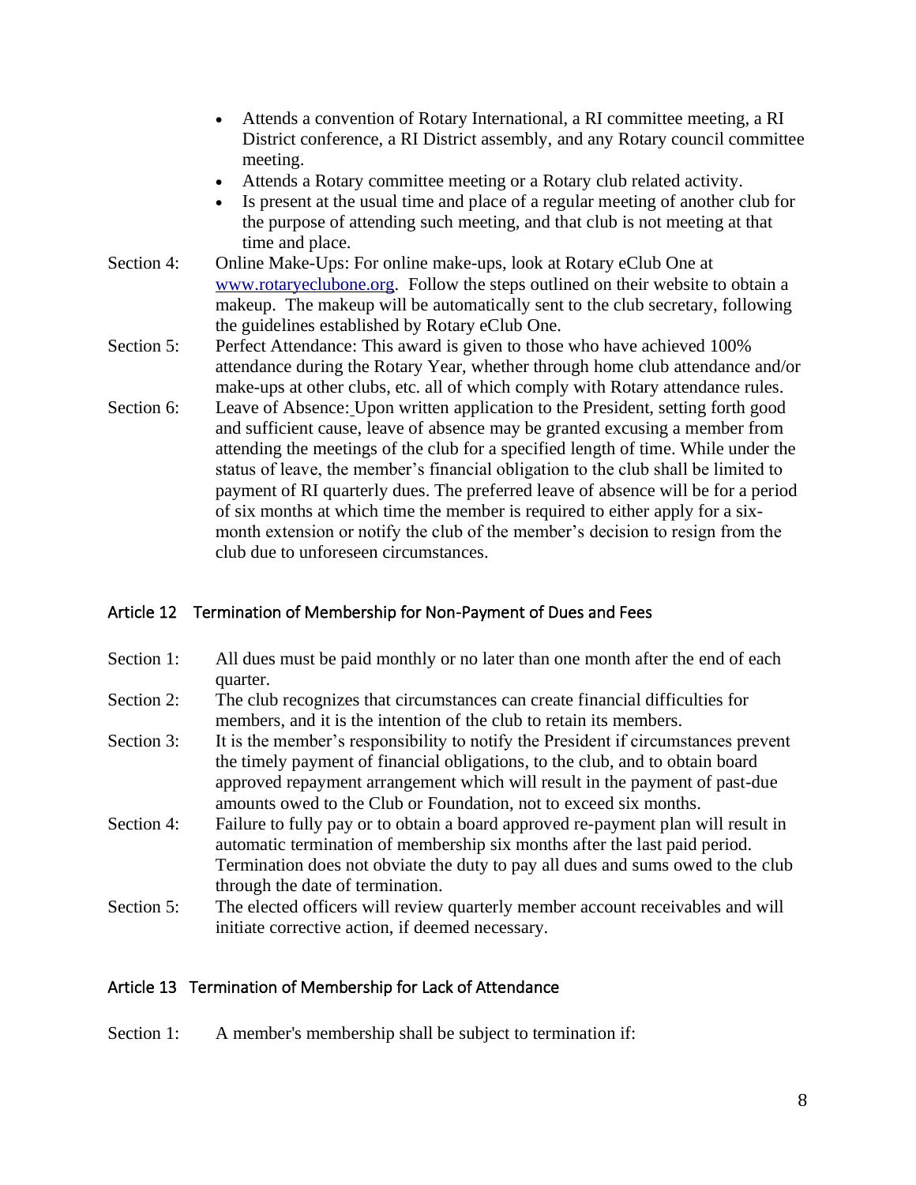- Attends a convention of Rotary International, a RI committee meeting, a RI District conference, a RI District assembly, and any Rotary council committee meeting.
- Attends a Rotary committee meeting or a Rotary club related activity.
- Is present at the usual time and place of a regular meeting of another club for the purpose of attending such meeting, and that club is not meeting at that time and place.

Section 4: Online Make-Ups: For online make-ups, look at Rotary eClub One at [www.rotaryeclubone.org](www.rotaryeclubone.org). Follow the steps outlined on their website to obtain a makeup. The makeup will be automatically sent to the club secretary, following the guidelines established by Rotary eClub One.

Section 5: Perfect Attendance: This award is given to those who have achieved 100% attendance during the Rotary Year, whether through home club attendance and/or make-ups at other clubs, etc. all of which comply with Rotary attendance rules.

Section 6: Leave of Absence: Upon written application to the President, setting forth good and sufficient cause, leave of absence may be granted excusing a member from attending the meetings of the club for a specified length of time. While under the status of leave, the member's financial obligation to the club shall be limited to payment of RI quarterly dues. The preferred leave of absence will be for a period of six months at which time the member is required to either apply for a six-month extension or notify the club of the member's decision to resign from the club due to unforeseen circumstances.

## Article 12 Termination of Membership for Non-Payment of Dues and Fees

Section 1: All dues must be paid monthly or no later than one month after the end of each quarter.

Section 2: The club recognizes that circumstances can create financial difficulties for members, and it is the intention of the club to retain its members.

Section 3: It is the member's responsibility to notify the President if circumstances prevent the timely payment of financial obligations, to the club, and to obtain board approved repayment arrangement which will result in the payment of past-due amounts owed to the Club or Foundation, not to exceed six months.

Section 4: Failure to fully pay or to obtain a board approved re-payment plan will result in automatic termination of membership six months after the last paid period. Termination does not obviate the duty to pay all dues and sums owed to the club through the date of termination.

Section 5: The elected officers will review quarterly member account receivables and will initiate corrective action, if deemed necessary.

## Article 13 Termination of Membership for Lack of Attendance

Section 1: A member's membership shall be subject to termination if: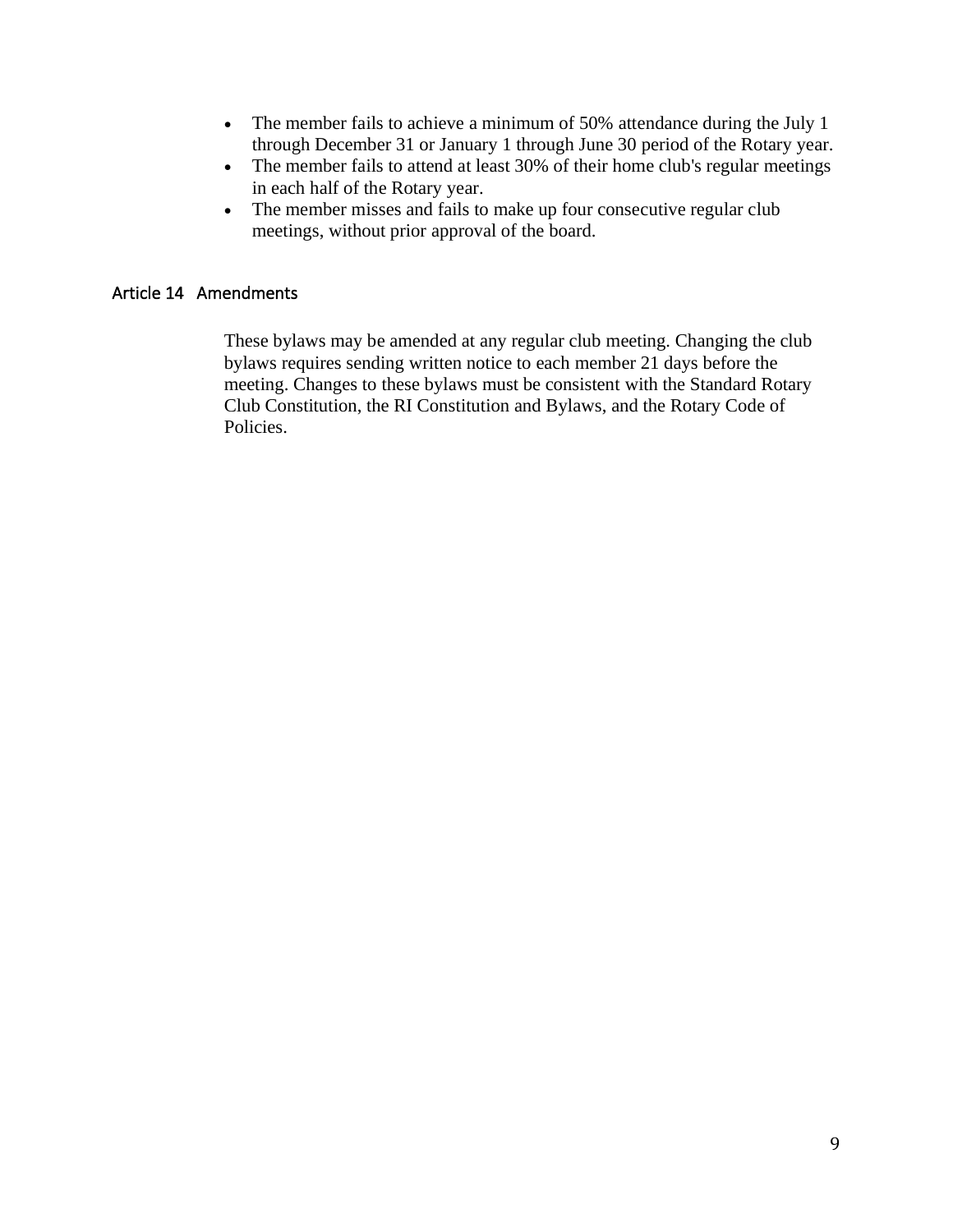- The member fails to achieve a minimum of 50% attendance during the July 1 through December 31 or January 1 through June 30 period of the Rotary year.
- The member fails to attend at least 30% of their home club's regular meetings in each half of the Rotary year.
- The member misses and fails to make up four consecutive regular club meetings, without prior approval of the board.

## Article 14 Amendments

These bylaws may be amended at any regular club meeting. Changing the club bylaws requires sending written notice to each member 21 days before the meeting. Changes to these bylaws must be consistent with the Standard Rotary Club Constitution, the RI Constitution and Bylaws, and the Rotary Code of Policies.